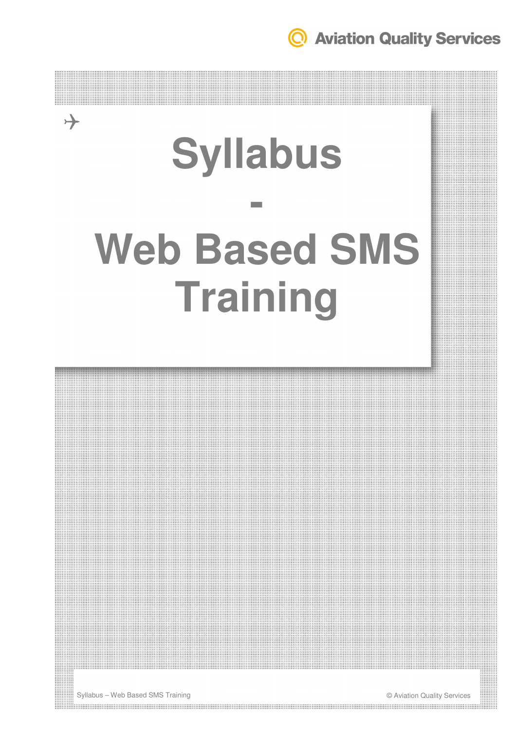# Syllabus

# -

# Web Based SMS Training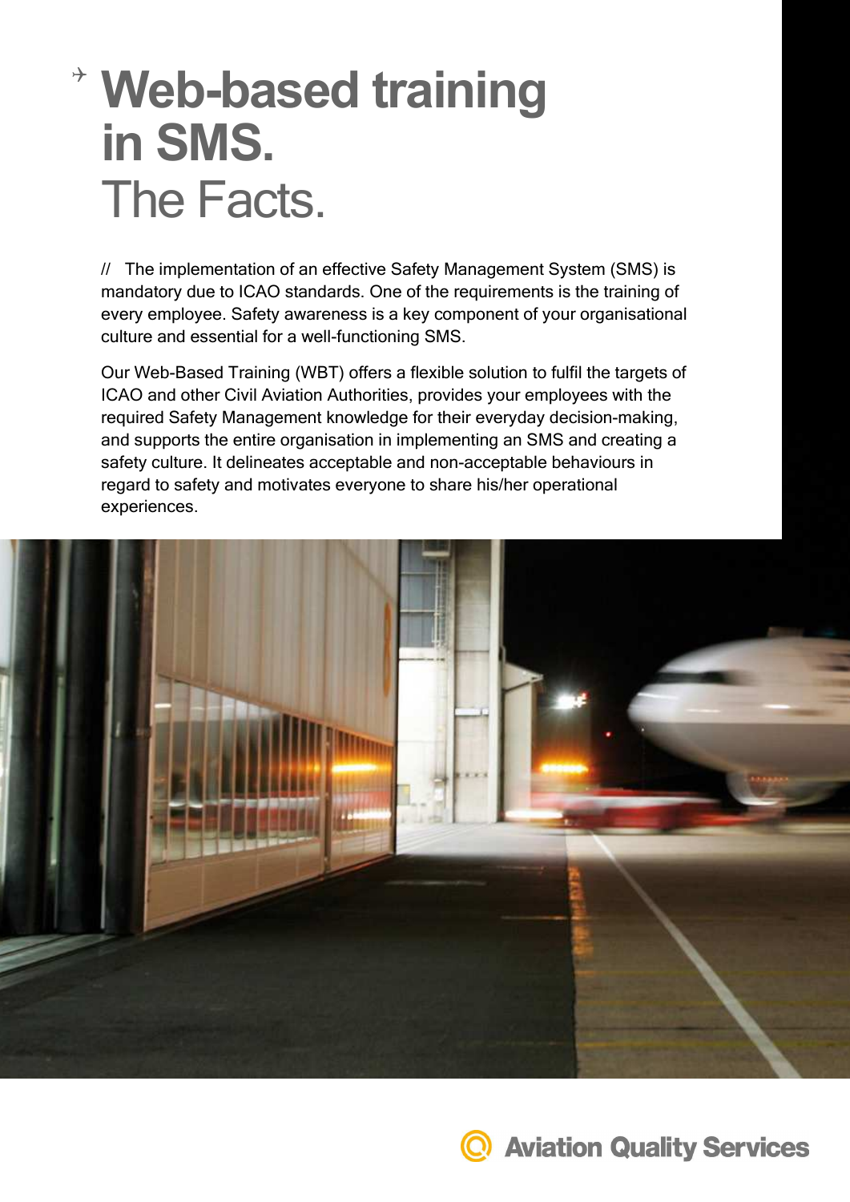# Web-based training in SMS.
The Facts.

// The implementation of an effective Safety Management System (SMS) is mandatory due to ICAO standards. One of the requirements is the training of every employee. Safety awareness is a key component of your organisational culture and essential for a well-functioning SMS.

Our Web-Based Training (WBT) offers a flexible solution to fulfil the targets of ICAO and other Civil Aviation Authorities, provides your employees with the required Safety Management knowledge for their everyday decision-making, and supports the entire organisation in implementing an SMS and creating a safety culture. It delineates acceptable and non-acceptable behaviours in regard to safety and motivates everyone to share his/her operational experiences.

Aviation Quality Services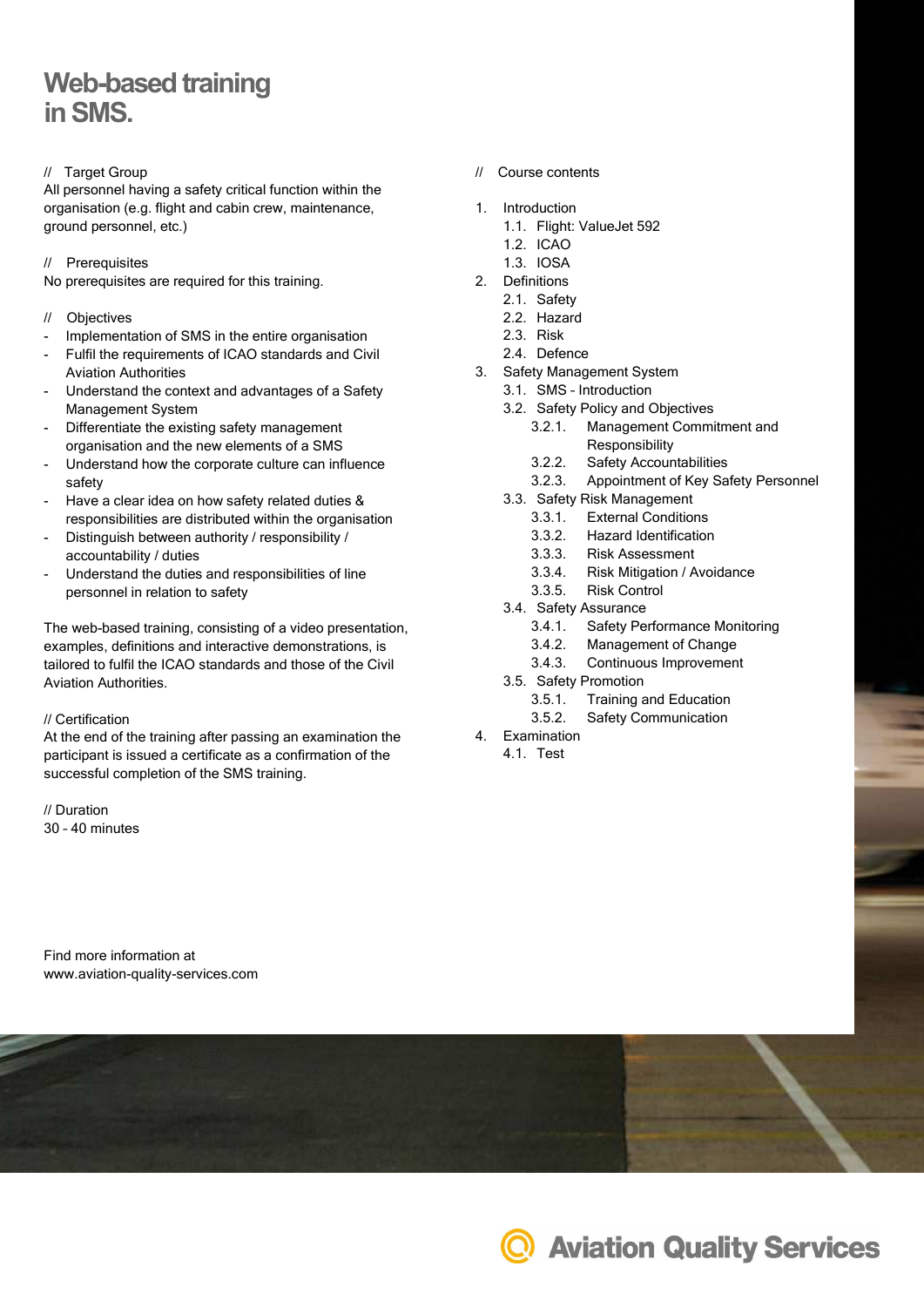# Web-based training in SMS.

// Target Group

All personnel having a safety critical function within the organisation (e.g. flight and cabin crew, maintenance, ground personnel, etc.)

// Prerequisites

No prerequisites are required for this training.

// Objectives

- Implementation of SMS in the entire organisation
- Fulfil the requirements of ICAO standards and Civil Aviation Authorities
- Understand the context and advantages of a Safety Management System
- Differentiate the existing safety management organisation and the new elements of a SMS
- Understand how the corporate culture can influence safety
- Have a clear idea on how safety related duties & responsibilities are distributed within the organisation
- Distinguish between authority / responsibility / accountability / duties
- Understand the duties and responsibilities of line personnel in relation to safety

The web-based training, consisting of a video presentation, examples, definitions and interactive demonstrations, is tailored to fulfil the ICAO standards and those of the Civil Aviation Authorities.

// Certification

At the end of the training after passing an examination the participant is issued a certificate as a confirmation of the successful completion of the SMS training.

// Duration

30 – 40 minutes

Find more information at
www.aviation-quality-services.com

// Course contents

1. Introduction
   - 1.1. Flight: ValueJet 592
   - 1.2. ICAO
   - 1.3. IOSA
2. Definitions
   - 2.1. Safety
   - 2.2. Hazard
   - 2.3. Risk
   - 2.4. Defence
3. Safety Management System
   - 3.1. SMS – Introduction
   - 3.2. Safety Policy and Objectives
     - 3.2.1. Management Commitment and Responsibility
     - 3.2.2. Safety Accountabilities
     - 3.2.3. Appointment of Key Safety Personnel
   - 3.3. Safety Risk Management
     - 3.3.1. External Conditions
     - 3.3.2. Hazard Identification
     - 3.3.3. Risk Assessment
     - 3.3.4. Risk Mitigation / Avoidance
     - 3.3.5. Risk Control
   - 3.4. Safety Assurance
     - 3.4.1. Safety Performance Monitoring
     - 3.4.2. Management of Change
     - 3.4.3. Continuous Improvement
   - 3.5. Safety Promotion
     - 3.5.1. Training and Education
     - 3.5.2. Safety Communication
4. Examination
   - 4.1. Test

Aviation Quality Services